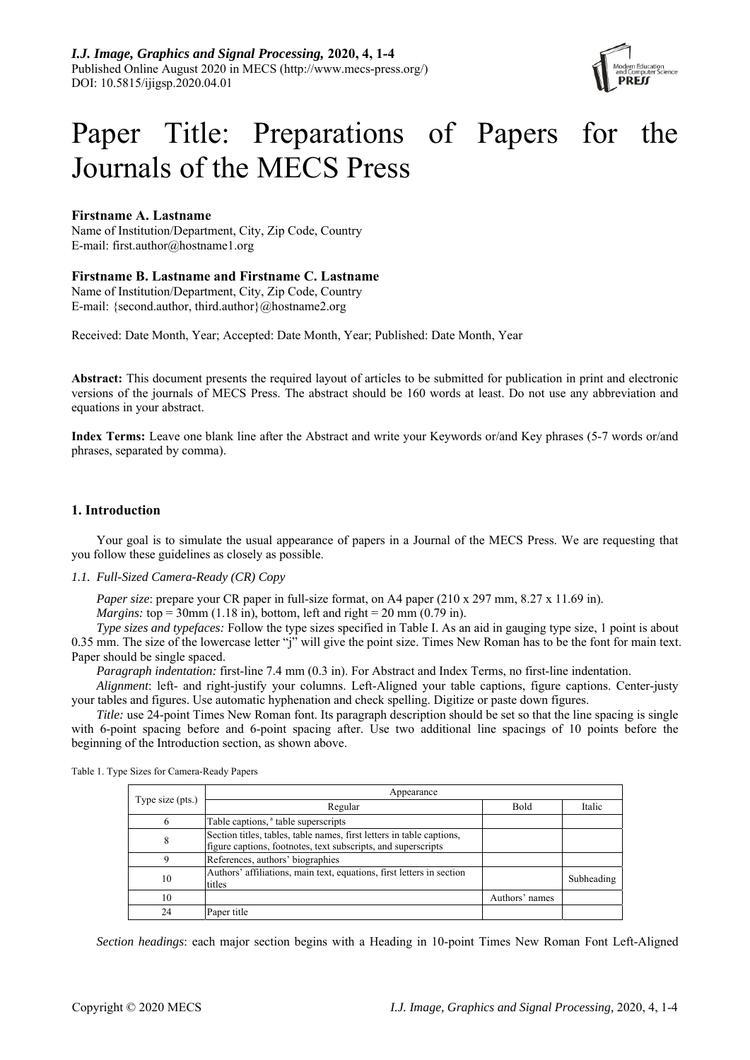# Paper Title: Preparations of Papers for the Journals of the MECS Press

**Firstname A. Lastname**
Name of Institution/Department, City, Zip Code, Country
E-mail: first.author@hostname1.org

**Firstname B. Lastname and Firstname C. Lastname**
Name of Institution/Department, City, Zip Code, Country
E-mail: {second.author, third.author}@hostname2.org

Received: Date Month, Year; Accepted: Date Month, Year; Published: Date Month, Year

**Abstract:** This document presents the required layout of articles to be submitted for publication in print and electronic versions of the journals of MECS Press. The abstract should be 160 words at least. Do not use any abbreviation and equations in your abstract.

**Index Terms:** Leave one blank line after the Abstract and write your Keywords or/and Key phrases (5-7 words or/and phrases, separated by comma).

## 1. Introduction

Your goal is to simulate the usual appearance of papers in a Journal of the MECS Press. We are requesting that you follow these guidelines as closely as possible.

### *1.1. Full-Sized Camera-Ready (CR) Copy*

*Paper size*: prepare your CR paper in full-size format, on A4 paper (210 x 297 mm, 8.27 x 11.69 in).

*Margins:* top = 30mm (1.18 in), bottom, left and right = 20 mm (0.79 in).

*Type sizes and typefaces:* Follow the type sizes specified in Table I. As an aid in gauging type size, 1 point is about 0.35 mm. The size of the lowercase letter "j" will give the point size. Times New Roman has to be the font for main text. Paper should be single spaced.

*Paragraph indentation:* first-line 7.4 mm (0.3 in). For Abstract and Index Terms, no first-line indentation.

*Alignment*: left- and right-justify your columns. Left-Aligned your table captions, figure captions. Center-justy your tables and figures. Use automatic hyphenation and check spelling. Digitize or paste down figures.

*Title:* use 24-point Times New Roman font. Its paragraph description should be set so that the line spacing is single with 6-point spacing before and 6-point spacing after. Use two additional line spacings of 10 points before the beginning of the Introduction section, as shown above.

Table 1. Type Sizes for Camera-Ready Papers

| Type size (pts.) | Appearance | | |
|---|---|---|---|
| | Regular | Bold | Italic |
| 6 | Table captions, [a] table superscripts | | |
| 8 | Section titles, tables, table names, first letters in table captions, figure captions, footnotes, text subscripts, and superscripts | | |
| 9 | References, authors' biographies | | |
| 10 | Authors' affiliations, main text, equations, first letters in section titles | | Subheading |
| 10 | | Authors' names | |
| 24 | Paper title | | |

*Section headings*: each major section begins with a Heading in 10-point Times New Roman Font Left-Aligned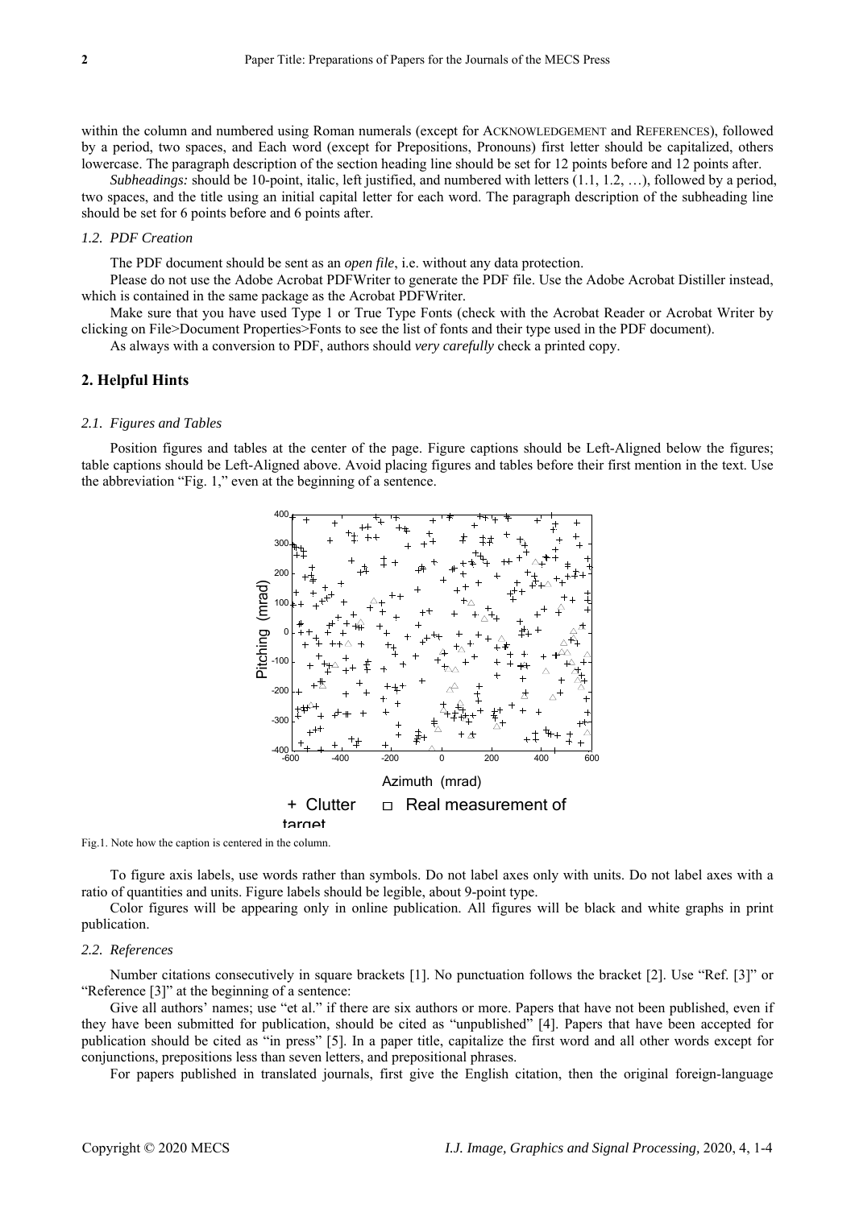within the column and numbered using Roman numerals (except for ACKNOWLEDGEMENT and REFERENCES), followed by a period, two spaces, and Each word (except for Prepositions, Pronouns) first letter should be capitalized, others lowercase. The paragraph description of the section heading line should be set for 12 points before and 12 points after.

*Subheadings:* should be 10-point, italic, left justified, and numbered with letters (1.1, 1.2, …), followed by a period, two spaces, and the title using an initial capital letter for each word. The paragraph description of the subheading line should be set for 6 points before and 6 points after.

### *1.2. PDF Creation*

The PDF document should be sent as an *open file*, i.e. without any data protection.

Please do not use the Adobe Acrobat PDFWriter to generate the PDF file. Use the Adobe Acrobat Distiller instead, which is contained in the same package as the Acrobat PDFWriter.

Make sure that you have used Type 1 or True Type Fonts (check with the Acrobat Reader or Acrobat Writer by clicking on File>Document Properties>Fonts to see the list of fonts and their type used in the PDF document).

As always with a conversion to PDF, authors should *very carefully* check a printed copy.

## 2. Helpful Hints

### *2.1. Figures and Tables*

Position figures and tables at the center of the page. Figure captions should be Left-Aligned below the figures; table captions should be Left-Aligned above. Avoid placing figures and tables before their first mention in the text. Use the abbreviation "Fig. 1," even at the beginning of a sentence.

Fig.1. Note how the caption is centered in the column.

To figure axis labels, use words rather than symbols. Do not label axes only with units. Do not label axes with a ratio of quantities and units. Figure labels should be legible, about 9-point type.

Color figures will be appearing only in online publication. All figures will be black and white graphs in print publication.

### *2.2. References*

Number citations consecutively in square brackets [1]. No punctuation follows the bracket [2]. Use "Ref. [3]" or "Reference [3]" at the beginning of a sentence:

Give all authors' names; use "et al." if there are six authors or more. Papers that have not been published, even if they have been submitted for publication, should be cited as "unpublished" [4]. Papers that have been accepted for publication should be cited as "in press" [5]. In a paper title, capitalize the first word and all other words except for conjunctions, prepositions less than seven letters, and prepositional phrases.

For papers published in translated journals, first give the English citation, then the original foreign-language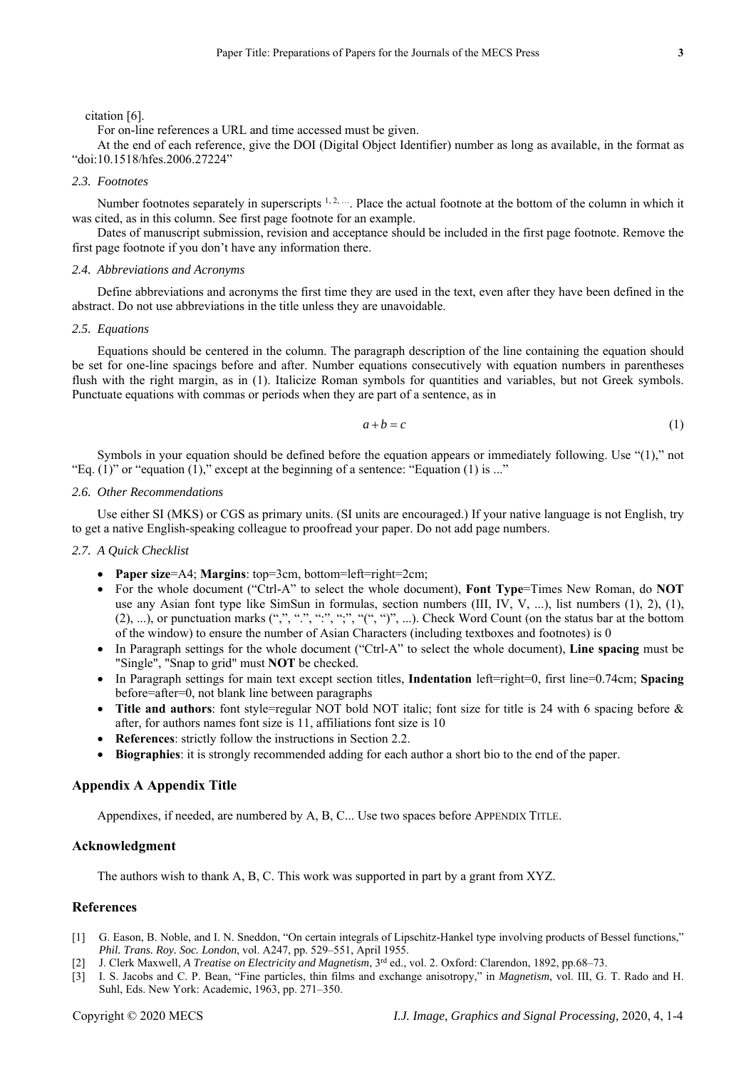citation [6].

For on-line references a URL and time accessed must be given.

At the end of each reference, give the DOI (Digital Object Identifier) number as long as available, in the format as "doi:10.1518/hfes.2006.27224"

### *2.3. Footnotes*

Number footnotes separately in superscripts [1, 2, …]. Place the actual footnote at the bottom of the column in which it was cited, as in this column. See first page footnote for an example.

Dates of manuscript submission, revision and acceptance should be included in the first page footnote. Remove the first page footnote if you don't have any information there.

### *2.4. Abbreviations and Acronyms*

Define abbreviations and acronyms the first time they are used in the text, even after they have been defined in the abstract. Do not use abbreviations in the title unless they are unavoidable.

### *2.5. Equations*

Equations should be centered in the column. The paragraph description of the line containing the equation should be set for one-line spacings before and after. Number equations consecutively with equation numbers in parentheses flush with the right margin, as in (1). Italicize Roman symbols for quantities and variables, but not Greek symbols. Punctuate equations with commas or periods when they are part of a sentence, as in

$$a + b = c \tag{1}$$

Symbols in your equation should be defined before the equation appears or immediately following. Use "(1)," not "Eq. (1)" or "equation (1)," except at the beginning of a sentence: "Equation (1) is ..."

### *2.6. Other Recommendations*

Use either SI (MKS) or CGS as primary units. (SI units are encouraged.) If your native language is not English, try to get a native English-speaking colleague to proofread your paper. Do not add page numbers.

### *2.7. A Quick Checklist*

- **Paper size**=A4; **Margins**: top=3cm, bottom=left=right=2cm;
- For the whole document ("Ctrl-A" to select the whole document), **Font Type**=Times New Roman, do **NOT** use any Asian font type like SimSun in formulas, section numbers (III, IV, V, ...), list numbers (1), 2), (1), (2), ...), or punctuation marks (",", ".", ":", ";", "(", ")", ...). Check Word Count (on the status bar at the bottom of the window) to ensure the number of Asian Characters (including textboxes and footnotes) is 0
- In Paragraph settings for the whole document ("Ctrl-A" to select the whole document), **Line spacing** must be "Single", "Snap to grid" must **NOT** be checked.
- In Paragraph settings for main text except section titles, **Indentation** left=right=0, first line=0.74cm; **Spacing** before=after=0, not blank line between paragraphs
- **Title and authors**: font style=regular NOT bold NOT italic; font size for title is 24 with 6 spacing before & after, for authors names font size is 11, affiliations font size is 10
- **References**: strictly follow the instructions in Section 2.2.
- **Biographies**: it is strongly recommended adding for each author a short bio to the end of the paper.

## Appendix A Appendix Title

Appendixes, if needed, are numbered by A, B, C... Use two spaces before APPENDIX TITLE.

## Acknowledgment

The authors wish to thank A, B, C. This work was supported in part by a grant from XYZ.

## References

[1] G. Eason, B. Noble, and I. N. Sneddon, "On certain integrals of Lipschitz-Hankel type involving products of Bessel functions," *Phil. Trans. Roy. Soc. London*, vol. A247, pp. 529–551, April 1955.

[2] J. Clerk Maxwell, *A Treatise on Electricity and Magnetism*, 3rd ed., vol. 2. Oxford: Clarendon, 1892, pp.68–73.

[3] I. S. Jacobs and C. P. Bean, "Fine particles, thin films and exchange anisotropy," in *Magnetism*, vol. III, G. T. Rado and H. Suhl, Eds. New York: Academic, 1963, pp. 271–350.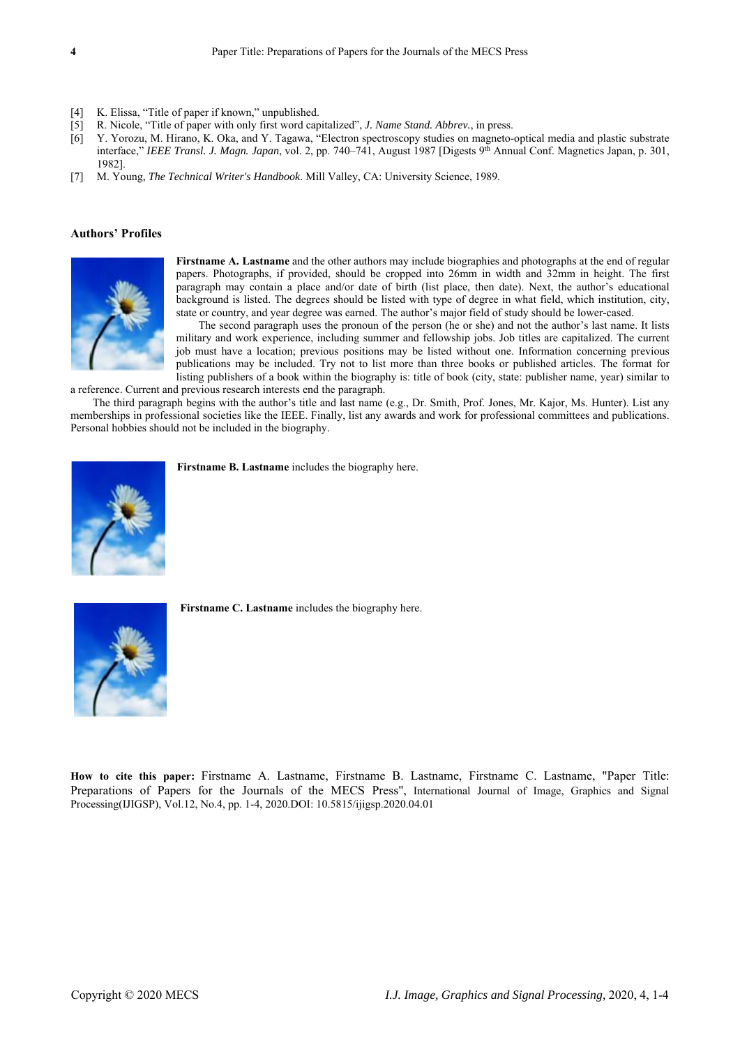[4] K. Elissa, "Title of paper if known," unpublished.

[5] R. Nicole, "Title of paper with only first word capitalized", *J. Name Stand. Abbrev.*, in press.

[6] Y. Yorozu, M. Hirano, K. Oka, and Y. Tagawa, "Electron spectroscopy studies on magneto-optical media and plastic substrate interface," *IEEE Transl. J. Magn. Japan*, vol. 2, pp. 740–741, August 1987 [Digests 9th Annual Conf. Magnetics Japan, p. 301, 1982].

[7] M. Young, *The Technical Writer's Handbook*. Mill Valley, CA: University Science, 1989.

## Authors' Profiles

**Firstname A. Lastname** and the other authors may include biographies and photographs at the end of regular papers. Photographs, if provided, should be cropped into 26mm in width and 32mm in height. The first paragraph may contain a place and/or date of birth (list place, then date). Next, the author's educational background is listed. The degrees should be listed with type of degree in what field, which institution, city, state or country, and year degree was earned. The author's major field of study should be lower-cased.

The second paragraph uses the pronoun of the person (he or she) and not the author's last name. It lists military and work experience, including summer and fellowship jobs. Job titles are capitalized. The current job must have a location; previous positions may be listed without one. Information concerning previous publications may be included. Try not to list more than three books or published articles. The format for listing publishers of a book within the biography is: title of book (city, state: publisher name, year) similar to a reference. Current and previous research interests end the paragraph.

The third paragraph begins with the author's title and last name (e.g., Dr. Smith, Prof. Jones, Mr. Kajor, Ms. Hunter). List any memberships in professional societies like the IEEE. Finally, list any awards and work for professional committees and publications. Personal hobbies should not be included in the biography.

**Firstname B. Lastname** includes the biography here.

**Firstname C. Lastname** includes the biography here.

**How to cite this paper:** Firstname A. Lastname, Firstname B. Lastname, Firstname C. Lastname, "Paper Title: Preparations of Papers for the Journals of the MECS Press", International Journal of Image, Graphics and Signal Processing(IJIGSP), Vol.12, No.4, pp. 1-4, 2020.DOI: 10.5815/ijigsp.2020.04.01